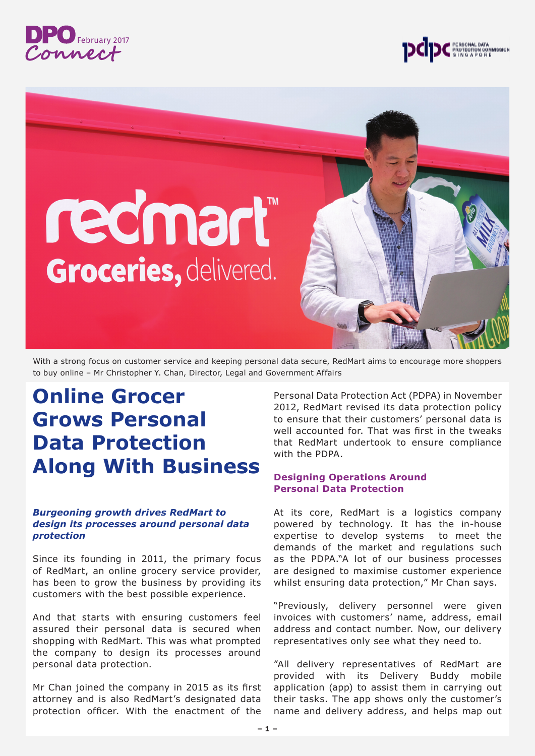With a strong focus on customer service and keeping personal data secure, RedMart aims to encourage more shoppers to buy online – Mr Christopher Y. Chan, Director, Legal and Government Affairs

# Online Grocer Grows Personal Data Protection Along With Business

***Burgeoning growth drives RedMart to design its processes around personal data protection***

Since its founding in 2011, the primary focus of RedMart, an online grocery service provider, has been to grow the business by providing its customers with the best possible experience.

And that starts with ensuring customers feel assured their personal data is secured when shopping with RedMart. This was what prompted the company to design its processes around personal data protection.

Mr Chan joined the company in 2015 as its first attorney and is also RedMart's designated data protection officer. With the enactment of the Personal Data Protection Act (PDPA) in November 2012, RedMart revised its data protection policy to ensure that their customers' personal data is well accounted for. That was first in the tweaks that RedMart undertook to ensure compliance with the PDPA.

## Designing Operations Around Personal Data Protection

At its core, RedMart is a logistics company powered by technology. It has the in-house expertise to develop systems to meet the demands of the market and regulations such as the PDPA."A lot of our business processes are designed to maximise customer experience whilst ensuring data protection," Mr Chan says.

"Previously, delivery personnel were given invoices with customers' name, address, email address and contact number. Now, our delivery representatives only see what they need to.

"All delivery representatives of RedMart are provided with its Delivery Buddy mobile application (app) to assist them in carrying out their tasks. The app shows only the customer's name and delivery address, and helps map out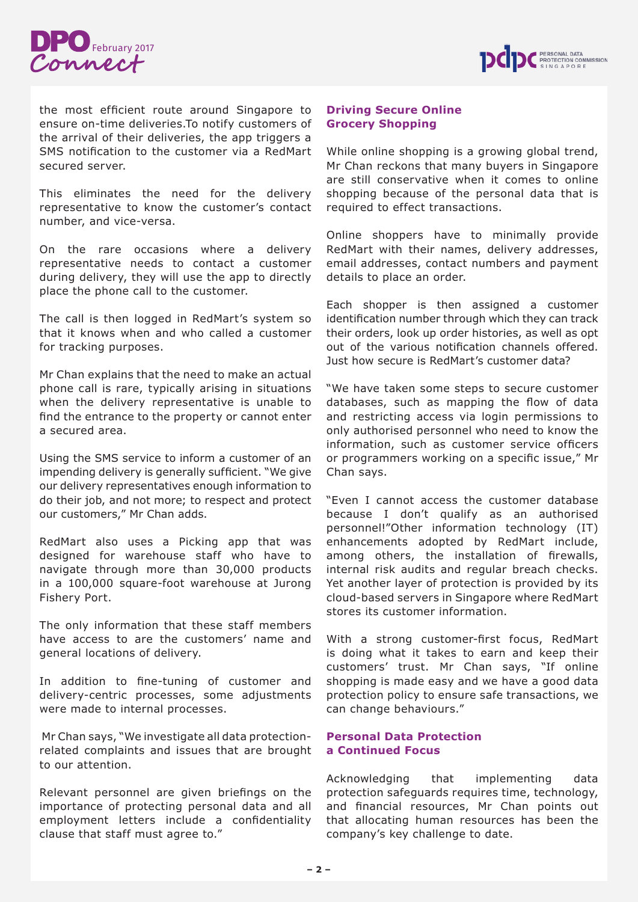the most efficient route around Singapore to ensure on-time deliveries.To notify customers of the arrival of their deliveries, the app triggers a SMS notification to the customer via a RedMart secured server.

This eliminates the need for the delivery representative to know the customer's contact number, and vice-versa.

On the rare occasions where a delivery representative needs to contact a customer during delivery, they will use the app to directly place the phone call to the customer.

The call is then logged in RedMart's system so that it knows when and who called a customer for tracking purposes.

Mr Chan explains that the need to make an actual phone call is rare, typically arising in situations when the delivery representative is unable to find the entrance to the property or cannot enter a secured area.

Using the SMS service to inform a customer of an impending delivery is generally sufficient. "We give our delivery representatives enough information to do their job, and not more; to respect and protect our customers," Mr Chan adds.

RedMart also uses a Picking app that was designed for warehouse staff who have to navigate through more than 30,000 products in a 100,000 square-foot warehouse at Jurong Fishery Port.

The only information that these staff members have access to are the customers' name and general locations of delivery.

In addition to fine-tuning of customer and delivery-centric processes, some adjustments were made to internal processes.

Mr Chan says, "We investigate all data protection-related complaints and issues that are brought to our attention.

Relevant personnel are given briefings on the importance of protecting personal data and all employment letters include a confidentiality clause that staff must agree to."

## Driving Secure Online Grocery Shopping

While online shopping is a growing global trend, Mr Chan reckons that many buyers in Singapore are still conservative when it comes to online shopping because of the personal data that is required to effect transactions.

Online shoppers have to minimally provide RedMart with their names, delivery addresses, email addresses, contact numbers and payment details to place an order.

Each shopper is then assigned a customer identification number through which they can track their orders, look up order histories, as well as opt out of the various notification channels offered. Just how secure is RedMart's customer data?

"We have taken some steps to secure customer databases, such as mapping the flow of data and restricting access via login permissions to only authorised personnel who need to know the information, such as customer service officers or programmers working on a specific issue," Mr Chan says.

"Even I cannot access the customer database because I don't qualify as an authorised personnel!"Other information technology (IT) enhancements adopted by RedMart include, among others, the installation of firewalls, internal risk audits and regular breach checks. Yet another layer of protection is provided by its cloud-based servers in Singapore where RedMart stores its customer information.

With a strong customer-first focus, RedMart is doing what it takes to earn and keep their customers' trust. Mr Chan says, "If online shopping is made easy and we have a good data protection policy to ensure safe transactions, we can change behaviours."

## Personal Data Protection a Continued Focus

Acknowledging that implementing data protection safeguards requires time, technology, and financial resources, Mr Chan points out that allocating human resources has been the company's key challenge to date.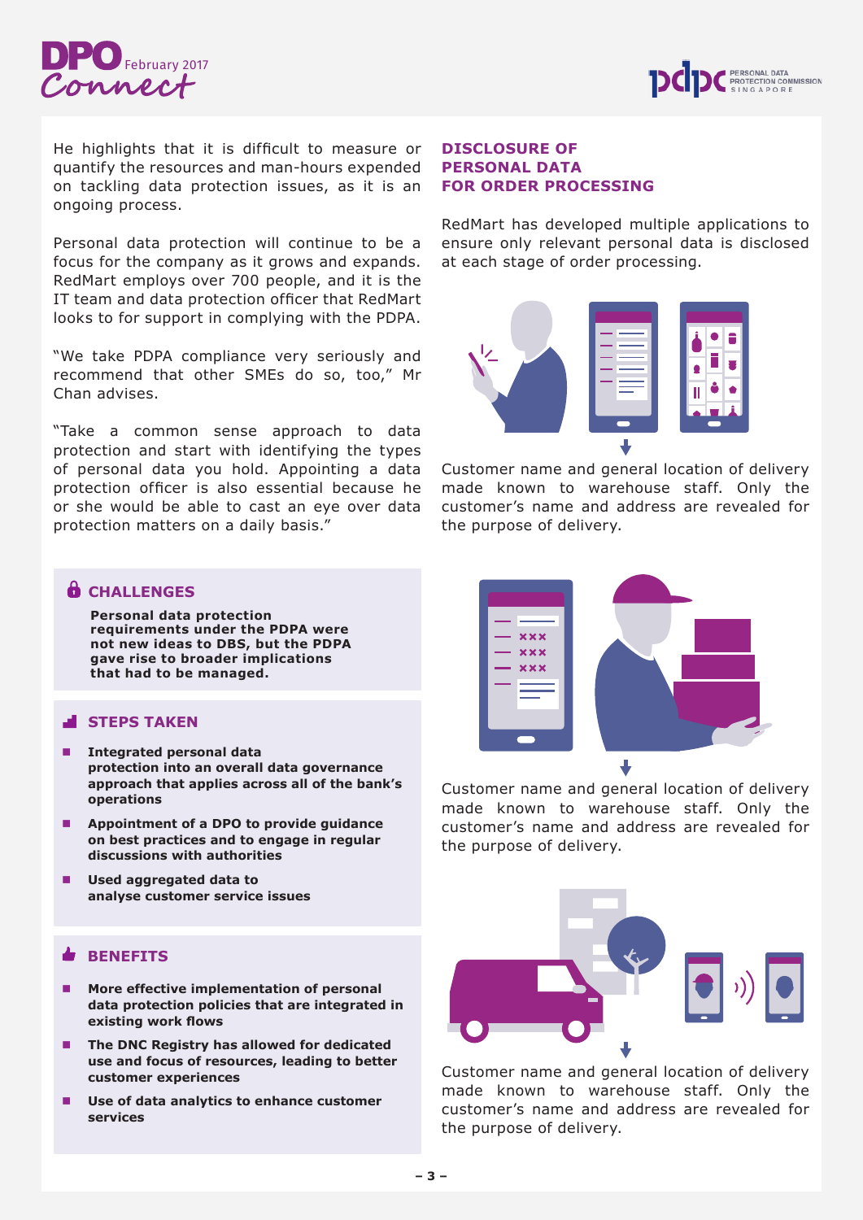He highlights that it is difficult to measure or quantify the resources and man-hours expended on tackling data protection issues, as it is an ongoing process.

Personal data protection will continue to be a focus for the company as it grows and expands. RedMart employs over 700 people, and it is the IT team and data protection officer that RedMart looks to for support in complying with the PDPA.

"We take PDPA compliance very seriously and recommend that other SMEs do so, too," Mr Chan advises.

"Take a common sense approach to data protection and start with identifying the types of personal data you hold. Appointing a data protection officer is also essential because he or she would be able to cast an eye over data protection matters on a daily basis."

## CHALLENGES

**Personal data protection requirements under the PDPA were not new ideas to DBS, but the PDPA gave rise to broader implications that had to be managed.**

## STEPS TAKEN

- **Integrated personal data protection into an overall data governance approach that applies across all of the bank's operations**
- **Appointment of a DPO to provide guidance on best practices and to engage in regular discussions with authorities**
- **Used aggregated data to analyse customer service issues**

## BENEFITS

- **More effective implementation of personal data protection policies that are integrated in existing work flows**
- **The DNC Registry has allowed for dedicated use and focus of resources, leading to better customer experiences**
- **Use of data analytics to enhance customer services**

## DISCLOSURE OF PERSONAL DATA FOR ORDER PROCESSING

RedMart has developed multiple applications to ensure only relevant personal data is disclosed at each stage of order processing.

Customer name and general location of delivery made known to warehouse staff. Only the customer's name and address are revealed for the purpose of delivery.

Customer name and general location of delivery made known to warehouse staff. Only the customer's name and address are revealed for the purpose of delivery.

Customer name and general location of delivery made known to warehouse staff. Only the customer's name and address are revealed for the purpose of delivery.